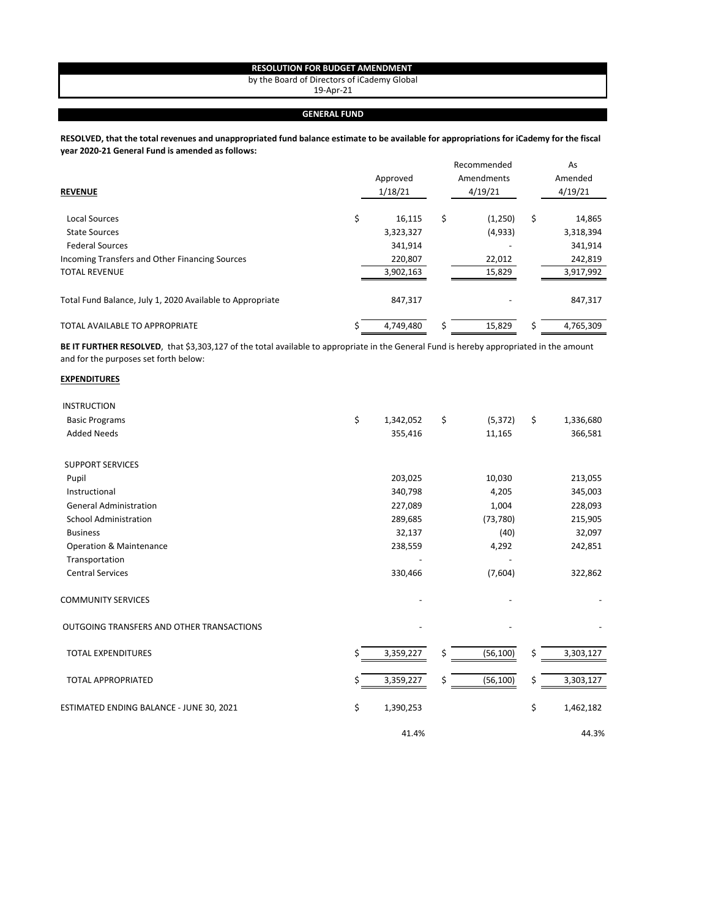# RESOLUTION FOR BUDGET AMENDMENT

by the Board of Directors of iCademy Global
19-Apr-21

## GENERAL FUND

**RESOLVED, that the total revenues and unappropriated fund balance estimate to be available for appropriations for iCademy for the fiscal year 2020-21 General Fund is amended as follows:**

| **REVENUE** | Approved 1/18/21 | Recommended Amendments 4/19/21 | As Amended 4/19/21 |
|---|---|---|---|
| Local Sources | $ 16,115 | $ (1,250) | $ 14,865 |
| State Sources | 3,323,327 | (4,933) | 3,318,394 |
| Federal Sources | 341,914 | - | 341,914 |
| Incoming Transfers and Other Financing Sources | 220,807 | 22,012 | 242,819 |
| TOTAL REVENUE | 3,902,163 | 15,829 | 3,917,992 |
| Total Fund Balance, July 1, 2020 Available to Appropriate | 847,317 | - | 847,317 |
| TOTAL AVAILABLE TO APPROPRIATE | $ 4,749,480 | $ 15,829 | $ 4,765,309 |

**BE IT FURTHER RESOLVED**, that $3,303,127 of the total available to appropriate in the General Fund is hereby appropriated in the amount and for the purposes set forth below:

**EXPENDITURES**

| | Approved 1/18/21 | Recommended Amendments 4/19/21 | As Amended 4/19/21 |
|---|---|---|---|
| INSTRUCTION | | | |
| Basic Programs | $ 1,342,052 | $ (5,372) | $ 1,336,680 |
| Added Needs | 355,416 | 11,165 | 366,581 |
| SUPPORT SERVICES | | | |
| Pupil | 203,025 | 10,030 | 213,055 |
| Instructional | 340,798 | 4,205 | 345,003 |
| General Administration | 227,089 | 1,004 | 228,093 |
| School Administration | 289,685 | (73,780) | 215,905 |
| Business | 32,137 | (40) | 32,097 |
| Operation & Maintenance | 238,559 | 4,292 | 242,851 |
| Transportation | - | - | |
| Central Services | 330,466 | (7,604) | 322,862 |
| COMMUNITY SERVICES | - | - | - |
| OUTGOING TRANSFERS AND OTHER TRANSACTIONS | - | - | - |
| TOTAL EXPENDITURES | $ 3,359,227 | $ (56,100) | $ 3,303,127 |
| TOTAL APPROPRIATED | $ 3,359,227 | $ (56,100) | $ 3,303,127 |
| ESTIMATED ENDING BALANCE - JUNE 30, 2021 | $ 1,390,253 | | $ 1,462,182 |
| | 41.4% | | 44.3% |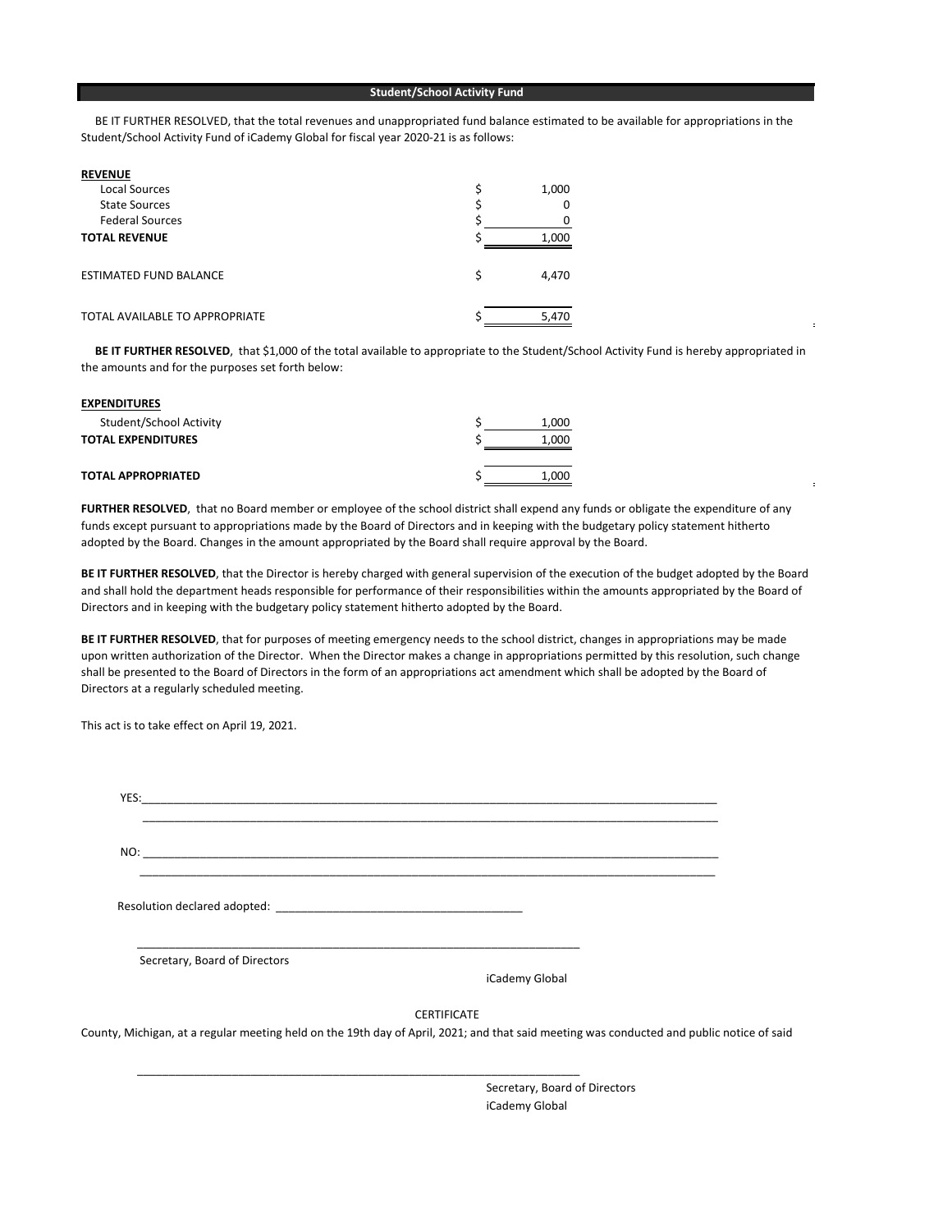## Student/School Activity Fund

BE IT FURTHER RESOLVED, that the total revenues and unappropriated fund balance estimated to be available for appropriations in the Student/School Activity Fund of iCademy Global for fiscal year 2020-21 is as follows:

| | | |
|---|---|---|
| **REVENUE** | | |
| Local Sources | $ | 1,000 |
| State Sources | $ | 0 |
| Federal Sources | $ | 0 |
| **TOTAL REVENUE** | $ | 1,000 |
| | | |
| ESTIMATED FUND BALANCE | $ | 4,470 |
| | | |
| TOTAL AVAILABLE TO APPROPRIATE | $ | 5,470 |

**BE IT FURTHER RESOLVED**, that $1,000 of the total available to appropriate to the Student/School Activity Fund is hereby appropriated in the amounts and for the purposes set forth below:

| | | |
|---|---|---|
| **EXPENDITURES** | | |
| Student/School Activity | $ | 1,000 |
| **TOTAL EXPENDITURES** | $ | 1,000 |
| | | |
| **TOTAL APPROPRIATED** | $ | 1,000 |

**FURTHER RESOLVED**, that no Board member or employee of the school district shall expend any funds or obligate the expenditure of any funds except pursuant to appropriations made by the Board of Directors and in keeping with the budgetary policy statement hitherto adopted by the Board. Changes in the amount appropriated by the Board shall require approval by the Board.

**BE IT FURTHER RESOLVED**, that the Director is hereby charged with general supervision of the execution of the budget adopted by the Board and shall hold the department heads responsible for performance of their responsibilities within the amounts appropriated by the Board of Directors and in keeping with the budgetary policy statement hitherto adopted by the Board.

**BE IT FURTHER RESOLVED**, that for purposes of meeting emergency needs to the school district, changes in appropriations may be made upon written authorization of the Director. When the Director makes a change in appropriations permitted by this resolution, such change shall be presented to the Board of Directors in the form of an appropriations act amendment which shall be adopted by the Board of Directors at a regularly scheduled meeting.

This act is to take effect on April 19, 2021.

YES:\_\_\_\_\_\_\_\_\_\_\_\_\_\_\_\_\_\_\_\_\_\_\_\_\_\_\_\_\_\_\_\_\_\_\_\_\_\_\_\_\_\_\_\_\_\_\_\_\_\_\_\_\_\_\_\_\_\_\_\_

NO: \_\_\_\_\_\_\_\_\_\_\_\_\_\_\_\_\_\_\_\_\_\_\_\_\_\_\_\_\_\_\_\_\_\_\_\_\_\_\_\_\_\_\_\_\_\_\_\_\_\_\_\_\_\_\_\_\_\_\_\_

Resolution declared adopted: \_\_\_\_\_\_\_\_\_\_\_\_\_\_\_\_\_\_\_\_\_\_\_\_\_\_\_\_\_\_\_\_\_\_\_\_

\_\_\_\_\_\_\_\_\_\_\_\_\_\_\_\_\_\_\_\_\_\_\_\_\_\_\_\_\_\_\_\_\_\_\_\_\_\_\_\_\_\_\_\_\_\_\_\_\_\_\_\_\_\_

Secretary, Board of Directors

iCademy Global

CERTIFICATE

County, Michigan, at a regular meeting held on the 19th day of April, 2021; and that said meeting was conducted and public notice of said

\_\_\_\_\_\_\_\_\_\_\_\_\_\_\_\_\_\_\_\_\_\_\_\_\_\_\_\_\_\_\_\_\_\_\_\_\_\_\_\_\_\_\_\_\_\_\_\_\_\_\_\_\_\_

Secretary, Board of Directors

iCademy Global